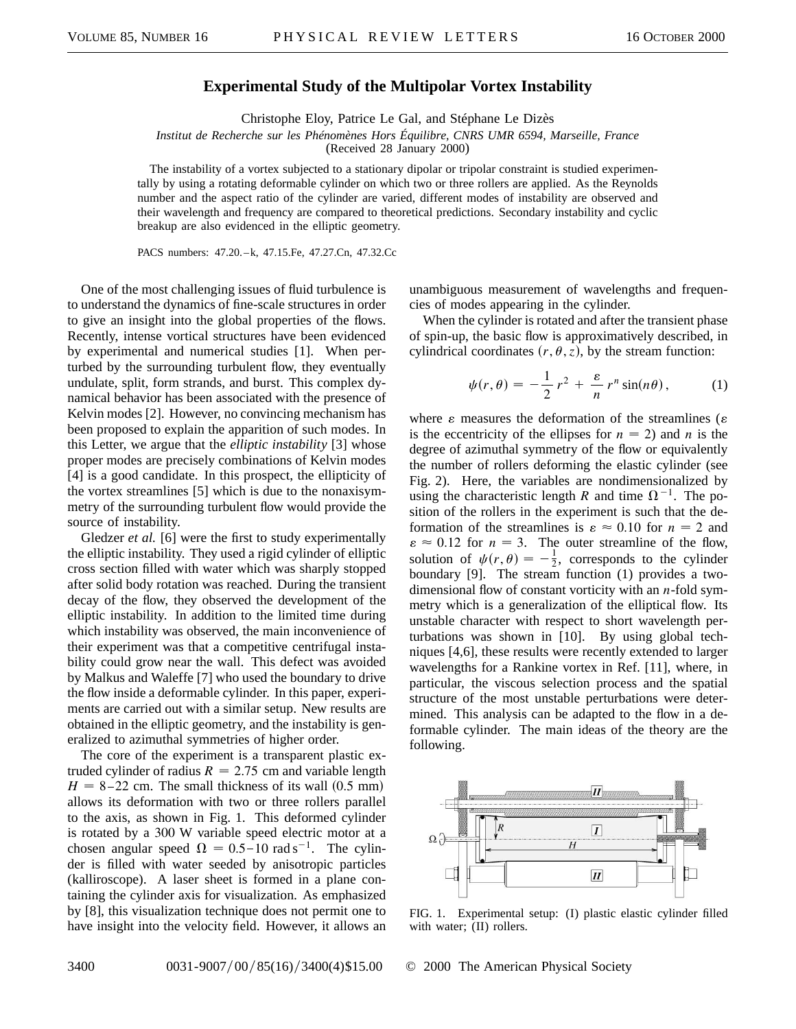# Experimental Study of the Multipolar Vortex Instability

Christophe Eloy, Patrice Le Gal, and Stéphane Le Dizès

*Institut de Recherche sur les Phénomènes Hors Équilibre, CNRS UMR 6594, Marseille, France*

(Received 28 January 2000)

The instability of a vortex subjected to a stationary dipolar or tripolar constraint is studied experimentally by using a rotating deformable cylinder on which two or three rollers are applied. As the Reynolds number and the aspect ratio of the cylinder are varied, different modes of instability are observed and their wavelength and frequency are compared to theoretical predictions. Secondary instability and cyclic breakup are also evidenced in the elliptic geometry.

PACS numbers: 47.20.–k, 47.15.Fe, 47.27.Cn, 47.32.Cc

One of the most challenging issues of fluid turbulence is to understand the dynamics of fine-scale structures in order to give an insight into the global properties of the flows. Recently, intense vortical structures have been evidenced by experimental and numerical studies [1]. When perturbed by the surrounding turbulent flow, they eventually undulate, split, form strands, and burst. This complex dynamical behavior has been associated with the presence of Kelvin modes [2]. However, no convincing mechanism has been proposed to explain the apparition of such modes. In this Letter, we argue that the *elliptic instability* [3] whose proper modes are precisely combinations of Kelvin modes [4] is a good candidate. In this prospect, the ellipticity of the vortex streamlines [5] which is due to the nonaxisymmetry of the surrounding turbulent flow would provide the source of instability.

Gledzer *et al.* [6] were the first to study experimentally the elliptic instability. They used a rigid cylinder of elliptic cross section filled with water which was sharply stopped after solid body rotation was reached. During the transient decay of the flow, they observed the development of the elliptic instability. In addition to the limited time during which instability was observed, the main inconvenience of their experiment was that a competitive centrifugal instability could grow near the wall. This defect was avoided by Malkus and Waleffe [7] who used the boundary to drive the flow inside a deformable cylinder. In this paper, experiments are carried out with a similar setup. New results are obtained in the elliptic geometry, and the instability is generalized to azimuthal symmetries of higher order.

The core of the experiment is a transparent plastic extruded cylinder of radius $R = 2.75$ cm and variable length $H = 8$–$22$ cm. The small thickness of its wall (0.5 mm) allows its deformation with two or three rollers parallel to the axis, as shown in Fig. 1. This deformed cylinder is rotated by a 300 W variable speed electric motor at a chosen angular speed $\Omega = 0.5$–$10\ \mathrm{rad\,s^{-1}}$. The cylinder is filled with water seeded by anisotropic particles (kalliroscope). A laser sheet is formed in a plane containing the cylinder axis for visualization. As emphasized by [8], this visualization technique does not permit one to have insight into the velocity field. However, it allows an unambiguous measurement of wavelengths and frequencies of modes appearing in the cylinder.

When the cylinder is rotated and after the transient phase of spin-up, the basic flow is approximatively described, in cylindrical coordinates $(r, \theta, z)$, by the stream function:

$$\psi(r, \theta) = -\frac{1}{2}\, r^2 + \frac{\varepsilon}{n}\, r^n \sin(n\theta)\,, \tag{1}$$

where $\varepsilon$ measures the deformation of the streamlines ($\varepsilon$ is the eccentricity of the ellipses for $n = 2$) and $n$ is the degree of azimuthal symmetry of the flow or equivalently the number of rollers deforming the elastic cylinder (see Fig. 2). Here, the variables are nondimensionalized by using the characteristic length $R$ and time $\Omega^{-1}$. The position of the rollers in the experiment is such that the deformation of the streamlines is $\varepsilon \approx 0.10$ for $n = 2$ and $\varepsilon \approx 0.12$ for $n = 3$. The outer streamline of the flow, solution of $\psi(r, \theta) = -\frac{1}{2}$, corresponds to the cylinder boundary [9]. The stream function (1) provides a two-dimensional flow of constant vorticity with an $n$-fold symmetry which is a generalization of the elliptical flow. Its unstable character with respect to short wavelength perturbations was shown in [10]. By using global techniques [4,6], these results were recently extended to larger wavelengths for a Rankine vortex in Ref. [11], where, in particular, the viscous selection process and the spatial structure of the most unstable perturbations were determined. This analysis can be adapted to the flow in a deformable cylinder. The main ideas of the theory are the following.

FIG. 1. Experimental setup: (I) plastic elastic cylinder filled with water; (II) rollers.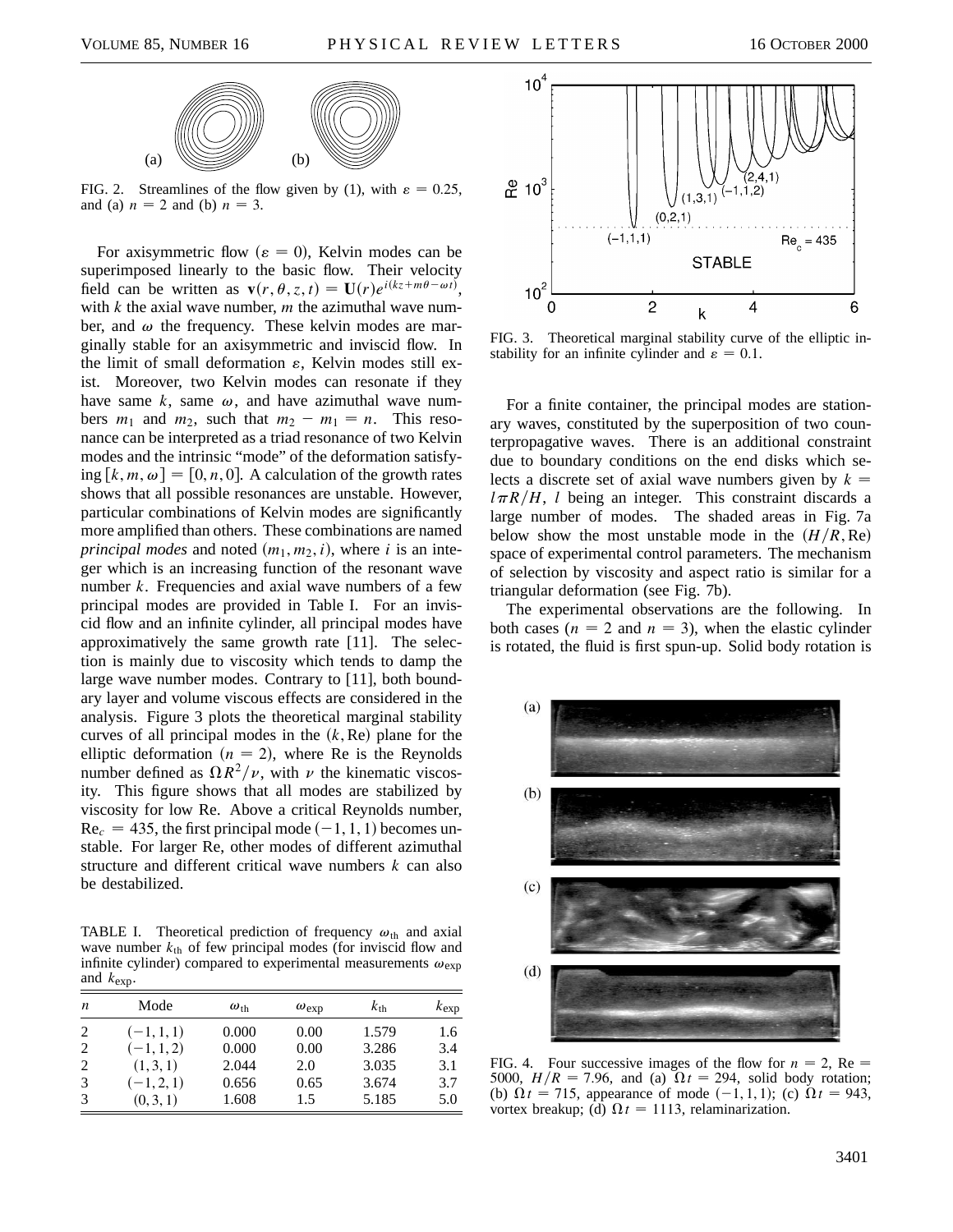FIG. 2. Streamlines of the flow given by (1), with $\varepsilon = 0.25$, and (a) $n = 2$ and (b) $n = 3$.

For axisymmetric flow ($\varepsilon = 0$), Kelvin modes can be superimposed linearly to the basic flow. Their velocity field can be written as $\mathbf{v}(r, \theta, z, t) = \mathbf{U}(r)e^{i(kz+m\theta-\omega t)}$, with $k$ the axial wave number, $m$ the azimuthal wave number, and $\omega$ the frequency. These kelvin modes are marginally stable for an axisymmetric and inviscid flow. In the limit of small deformation $\varepsilon$, Kelvin modes still exist. Moreover, two Kelvin modes can resonate if they have same $k$, same $\omega$, and have azimuthal wave numbers $m_1$ and $m_2$, such that $m_2 - m_1 = n$. This resonance can be interpreted as a triad resonance of two Kelvin modes and the intrinsic "mode" of the deformation satisfying $[k, m, \omega] = [0, n, 0]$. A calculation of the growth rates shows that all possible resonances are unstable. However, particular combinations of Kelvin modes are significantly more amplified than others. These combinations are named *principal modes* and noted $(m_1, m_2, i)$, where $i$ is an integer which is an increasing function of the resonant wave number $k$. Frequencies and axial wave numbers of a few principal modes are provided in Table I. For an inviscid flow and an infinite cylinder, all principal modes have approximatively the same growth rate [11]. The selection is mainly due to viscosity which tends to damp the large wave number modes. Contrary to [11], both boundary layer and volume viscous effects are considered in the analysis. Figure 3 plots the theoretical marginal stability curves of all principal modes in the $(k, \text{Re})$ plane for the elliptic deformation ($n = 2$), where Re is the Reynolds number defined as $\Omega R^2/\nu$, with $\nu$ the kinematic viscosity. This figure shows that all modes are stabilized by viscosity for low Re. Above a critical Reynolds number, $\text{Re}_c = 435$, the first principal mode $(-1, 1, 1)$ becomes unstable. For larger Re, other modes of different azimuthal structure and different critical wave numbers $k$ can also be destabilized.

TABLE I. Theoretical prediction of frequency $\omega_{\text{th}}$ and axial wave number $k_{\text{th}}$ of few principal modes (for inviscid flow and infinite cylinder) compared to experimental measurements $\omega_{\text{exp}}$ and $k_{\text{exp}}$.

| $n$ | Mode | $\omega_{\text{th}}$ | $\omega_{\text{exp}}$ | $k_{\text{th}}$ | $k_{\text{exp}}$ |
|---|---|---|---|---|---|
| 2 | $(-1, 1, 1)$ | 0.000 | 0.00 | 1.579 | 1.6 |
| 2 | $(-1, 1, 2)$ | 0.000 | 0.00 | 3.286 | 3.4 |
| 2 | $(1, 3, 1)$ | 2.044 | 2.0 | 3.035 | 3.1 |
| 3 | $(-1, 2, 1)$ | 0.656 | 0.65 | 3.674 | 3.7 |
| 3 | $(0, 3, 1)$ | 1.608 | 1.5 | 5.185 | 5.0 |

FIG. 3. Theoretical marginal stability curve of the elliptic instability for an infinite cylinder and $\varepsilon = 0.1$.

For a finite container, the principal modes are stationary waves, constituted by the superposition of two counterpropagative waves. There is an additional constraint due to boundary conditions on the end disks which selects a discrete set of axial wave numbers given by $k = l\pi R/H$, $l$ being an integer. This constraint discards a large number of modes. The shaded areas in Fig. 7a below show the most unstable mode in the $(H/R, \text{Re})$ space of experimental control parameters. The mechanism of selection by viscosity and aspect ratio is similar for a triangular deformation (see Fig. 7b).

The experimental observations are the following. In both cases ($n = 2$ and $n = 3$), when the elastic cylinder is rotated, the fluid is first spun-up. Solid body rotation is

FIG. 4. Four successive images of the flow for $n = 2$, Re = 5000, $H/R = 7.96$, and (a) $\Omega t = 294$, solid body rotation; (b) $\Omega t = 715$, appearance of mode $(-1, 1, 1)$; (c) $\Omega t = 943$, vortex breakup; (d) $\Omega t = 1113$, relaminarization.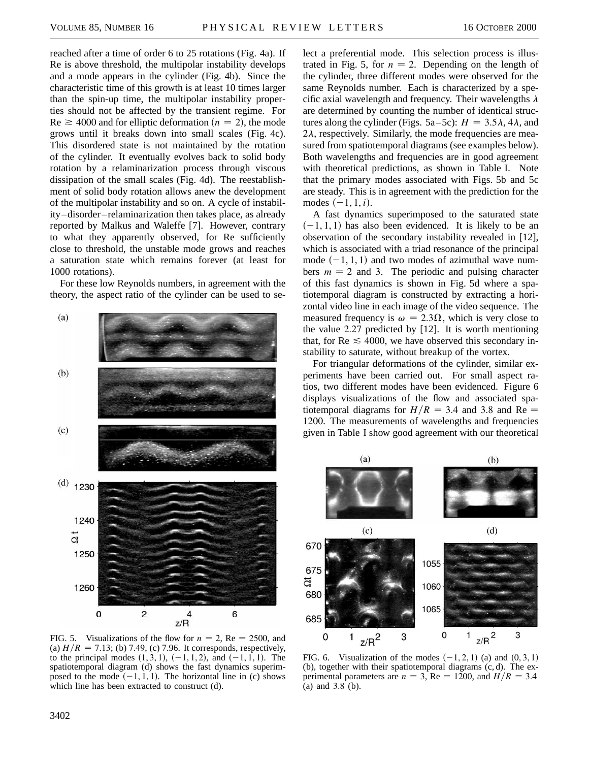reached after a time of order 6 to 25 rotations (Fig. 4a). If Re is above threshold, the multipolar instability develops and a mode appears in the cylinder (Fig. 4b). Since the characteristic time of this growth is at least 10 times larger than the spin-up time, the multipolar instability properties should not be affected by the transient regime. For $\mathrm{Re} \gtrsim 4000$ and for elliptic deformation ($n = 2$), the mode grows until it breaks down into small scales (Fig. 4c). This disordered state is not maintained by the rotation of the cylinder. It eventually evolves back to solid body rotation by a relaminarization process through viscous dissipation of the small scales (Fig. 4d). The reestablishment of solid body rotation allows anew the development of the multipolar instability and so on. A cycle of instability–disorder–relaminarization then takes place, as already reported by Malkus and Waleffe [7]. However, contrary to what they apparently observed, for Re sufficiently close to threshold, the unstable mode grows and reaches a saturation state which remains forever (at least for 1000 rotations).

For these low Reynolds numbers, in agreement with the theory, the aspect ratio of the cylinder can be used to select a preferential mode. This selection process is illustrated in Fig. 5, for $n = 2$. Depending on the length of the cylinder, three different modes were observed for the same Reynolds number. Each is characterized by a specific axial wavelength and frequency. Their wavelengths $\lambda$ are determined by counting the number of identical structures along the cylinder (Figs. 5a–5c): $H = 3.5\lambda$, $4\lambda$, and $2\lambda$, respectively. Similarly, the mode frequencies are measured from spatiotemporal diagrams (see examples below). Both wavelengths and frequencies are in good agreement with theoretical predictions, as shown in Table I. Note that the primary modes associated with Figs. 5b and 5c are steady. This is in agreement with the prediction for the modes $(-1, 1, i)$.

FIG. 5. Visualizations of the flow for $n = 2$, $\mathrm{Re} = 2500$, and (a) $H/R = 7.13$; (b) 7.49, (c) 7.96. It corresponds, respectively, to the principal modes $(1, 3, 1)$, $(-1, 1, 2)$, and $(-1, 1, 1)$. The spatiotemporal diagram (d) shows the fast dynamics superimposed to the mode $(-1, 1, 1)$. The horizontal line in (c) shows which line has been extracted to construct (d).

A fast dynamics superimposed to the saturated state $(-1, 1, 1)$ has also been evidenced. It is likely to be an observation of the secondary instability revealed in [12], which is associated with a triad resonance of the principal mode $(-1, 1, 1)$ and two modes of azimuthal wave numbers $m = 2$ and 3. The periodic and pulsing character of this fast dynamics is shown in Fig. 5d where a spatiotemporal diagram is constructed by extracting a horizontal video line in each image of the video sequence. The measured frequency is $\omega = 2.3\Omega$, which is very close to the value 2.27 predicted by [12]. It is worth mentioning that, for $\mathrm{Re} \lesssim 4000$, we have observed this secondary instability to saturate, without breakup of the vortex.

For triangular deformations of the cylinder, similar experiments have been carried out. For small aspect ratios, two different modes have been evidenced. Figure 6 displays visualizations of the flow and associated spatiotemporal diagrams for $H/R = 3.4$ and 3.8 and $\mathrm{Re} = 1200$. The measurements of wavelengths and frequencies given in Table I show good agreement with our theoretical

FIG. 6. Visualization of the modes $(-1, 2, 1)$ (a) and $(0, 3, 1)$ (b), together with their spatiotemporal diagrams (c, d). The experimental parameters are $n = 3$, $\mathrm{Re} = 1200$, and $H/R = 3.4$ (a) and 3.8 (b).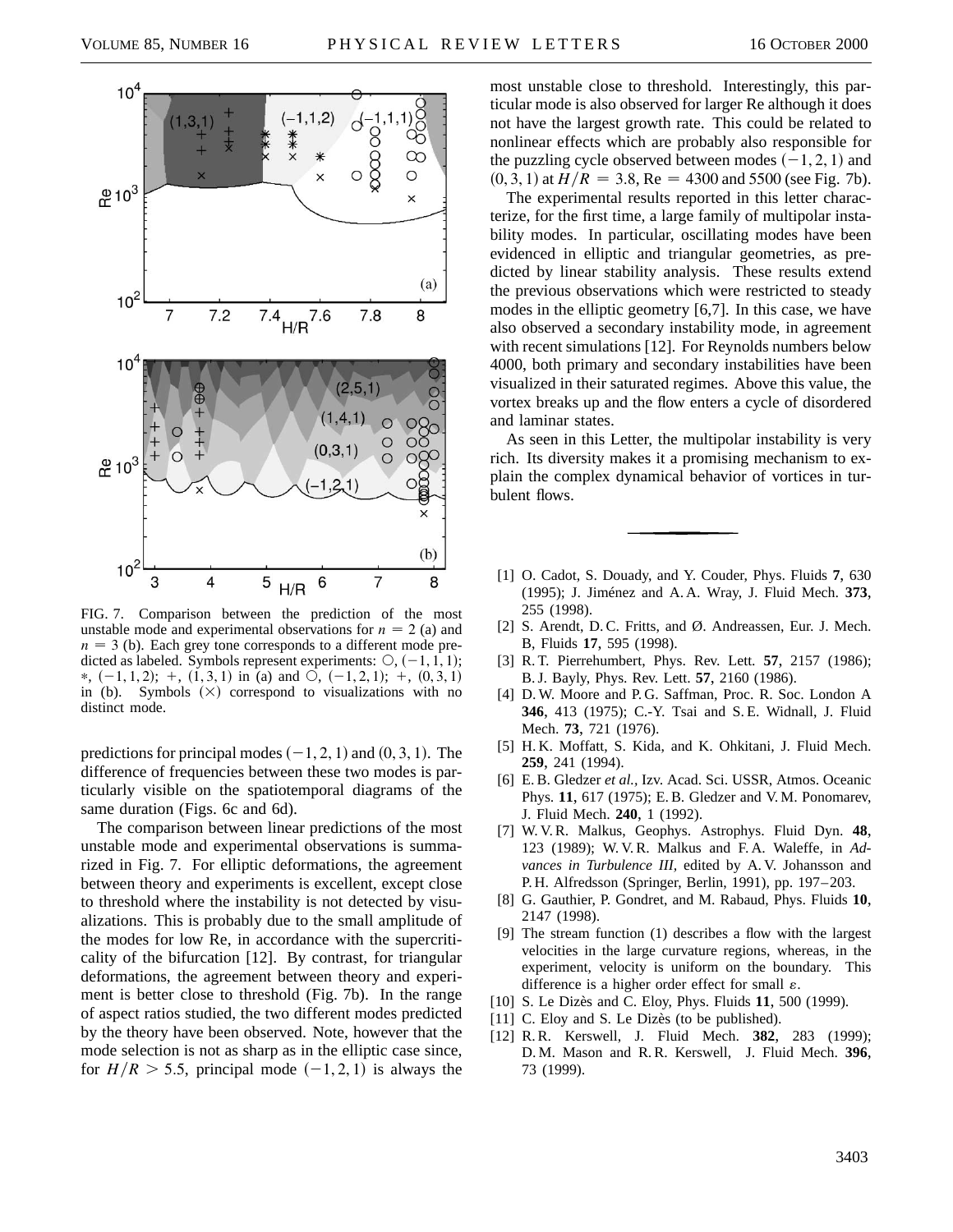10⁴

(1,3,1)

(−1,1,2)

(−1,1,1)

Re 10³

10²

(a)

7 7.2 7.4 7.6 7.8 8

H/R

10⁴

(2,5,1)

(1,4,1)

(0,3,1)

Re 10³

(−1,2,1)

10²

(b)

3 4 5 6 7 8

H/R

FIG. 7. Comparison between the prediction of the most unstable mode and experimental observations for $n = 2$ (a) and $n = 3$ (b). Each grey tone corresponds to a different mode predicted as labeled. Symbols represent experiments: ○, $(-1, 1, 1)$; $*$, $(-1, 1, 2)$; $+$, $(1, 3, 1)$ in (a) and ○, $(-1, 2, 1)$; $+$, $(0, 3, 1)$ in (b). Symbols ($\times$) correspond to visualizations with no distinct mode.

predictions for principal modes $(-1, 2, 1)$ and $(0, 3, 1)$. The difference of frequencies between these two modes is particularly visible on the spatiotemporal diagrams of the same duration (Figs. 6c and 6d).

The comparison between linear predictions of the most unstable mode and experimental observations is summarized in Fig. 7. For elliptic deformations, the agreement between theory and experiments is excellent, except close to threshold where the instability is not detected by visualizations. This is probably due to the small amplitude of the modes for low Re, in accordance with the supercriticality of the bifurcation [12]. By contrast, for triangular deformations, the agreement between theory and experiment is better close to threshold (Fig. 7b). In the range of aspect ratios studied, the two different modes predicted by the theory have been observed. Note, however that the mode selection is not as sharp as in the elliptic case since, for $H/R > 5.5$, principal mode $(-1, 2, 1)$ is always the most unstable close to threshold. Interestingly, this particular mode is also observed for larger Re although it does not have the largest growth rate. This could be related to nonlinear effects which are probably also responsible for the puzzling cycle observed between modes $(-1, 2, 1)$ and $(0, 3, 1)$ at $H/R = 3.8$, $\mathrm{Re} = 4300$ and 5500 (see Fig. 7b).

The experimental results reported in this letter characterize, for the first time, a large family of multipolar instability modes. In particular, oscillating modes have been evidenced in elliptic and triangular geometries, as predicted by linear stability analysis. These results extend the previous observations which were restricted to steady modes in the elliptic geometry [6,7]. In this case, we have also observed a secondary instability mode, in agreement with recent simulations [12]. For Reynolds numbers below 4000, both primary and secondary instabilities have been visualized in their saturated regimes. Above this value, the vortex breaks up and the flow enters a cycle of disordered and laminar states.

As seen in this Letter, the multipolar instability is very rich. Its diversity makes it a promising mechanism to explain the complex dynamical behavior of vortices in turbulent flows.

[1] O. Cadot, S. Douady, and Y. Couder, Phys. Fluids **7**, 630 (1995); J. Jiménez and A. A. Wray, J. Fluid Mech. **373**, 255 (1998).

[2] S. Arendt, D. C. Fritts, and Ø. Andreassen, Eur. J. Mech. B, Fluids **17**, 595 (1998).

[3] R. T. Pierrehumbert, Phys. Rev. Lett. **57**, 2157 (1986); B. J. Bayly, Phys. Rev. Lett. **57**, 2160 (1986).

[4] D. W. Moore and P. G. Saffman, Proc. R. Soc. London A **346**, 413 (1975); C.-Y. Tsai and S. E. Widnall, J. Fluid Mech. **73**, 721 (1976).

[5] H. K. Moffatt, S. Kida, and K. Ohkitani, J. Fluid Mech. **259**, 241 (1994).

[6] E. B. Gledzer *et al.*, Izv. Acad. Sci. USSR, Atmos. Oceanic Phys. **11**, 617 (1975); E. B. Gledzer and V. M. Ponomarev, J. Fluid Mech. **240**, 1 (1992).

[7] W. V. R. Malkus, Geophys. Astrophys. Fluid Dyn. **48**, 123 (1989); W. V. R. Malkus and F. A. Waleffe, in *Advances in Turbulence III*, edited by A. V. Johansson and P. H. Alfredsson (Springer, Berlin, 1991), pp. 197–203.

[8] G. Gauthier, P. Gondret, and M. Rabaud, Phys. Fluids **10**, 2147 (1998).

[9] The stream function (1) describes a flow with the largest velocities in the large curvature regions, whereas, in the experiment, velocity is uniform on the boundary. This difference is a higher order effect for small $\varepsilon$.

[10] S. Le Dizès and C. Eloy, Phys. Fluids **11**, 500 (1999).

[11] C. Eloy and S. Le Dizès (to be published).

[12] R. R. Kerswell, J. Fluid Mech. **382**, 283 (1999); D. M. Mason and R. R. Kerswell, J. Fluid Mech. **396**, 73 (1999).